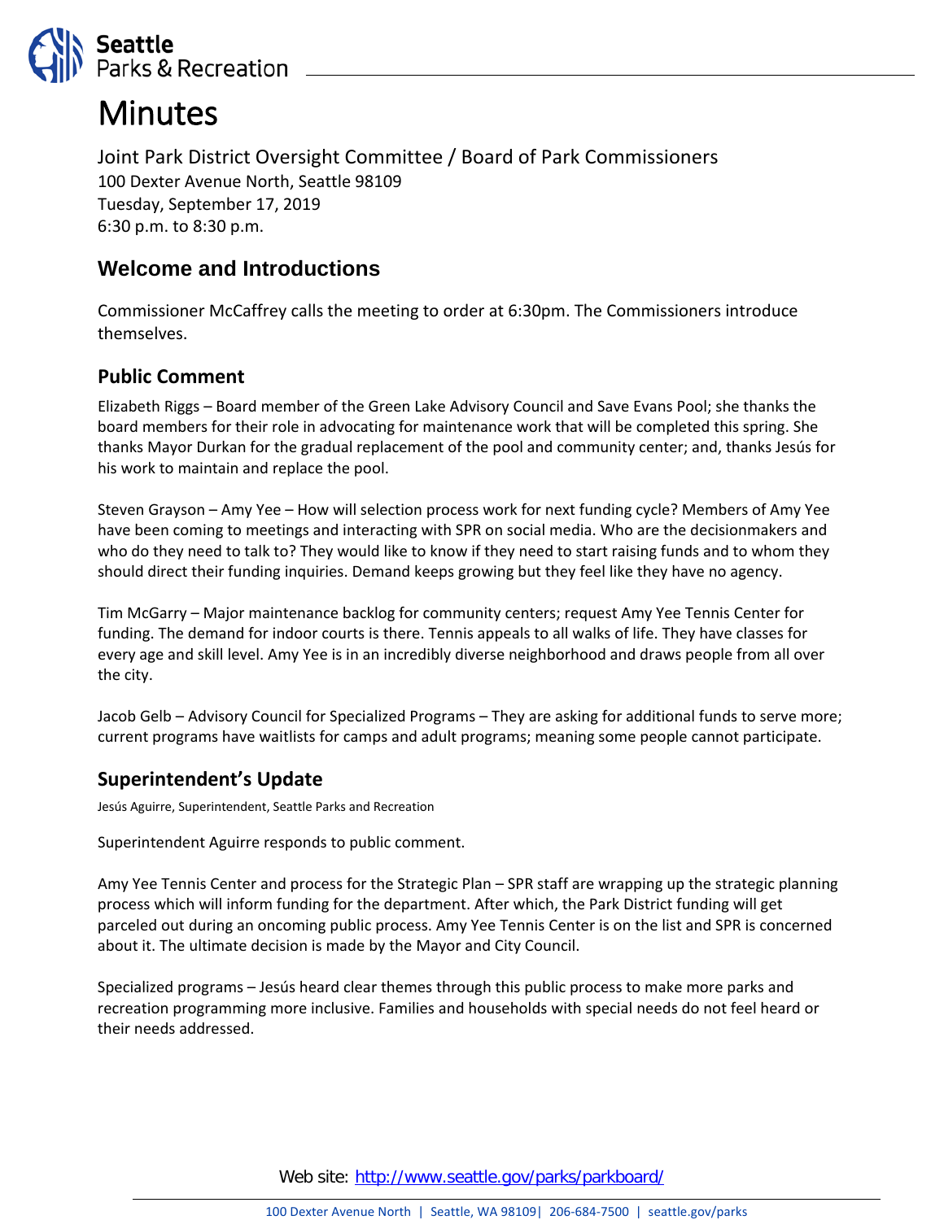# Minutes

Joint Park District Oversight Committee / Board of Park Commissioners
100 Dexter Avenue North, Seattle 98109
Tuesday, September 17, 2019
6:30 p.m. to 8:30 p.m.

## Welcome and Introductions

Commissioner McCaffrey calls the meeting to order at 6:30pm. The Commissioners introduce themselves.

### Public Comment

Elizabeth Riggs – Board member of the Green Lake Advisory Council and Save Evans Pool; she thanks the board members for their role in advocating for maintenance work that will be completed this spring. She thanks Mayor Durkan for the gradual replacement of the pool and community center; and, thanks Jesús for his work to maintain and replace the pool.

Steven Grayson – Amy Yee – How will selection process work for next funding cycle? Members of Amy Yee have been coming to meetings and interacting with SPR on social media. Who are the decisionmakers and who do they need to talk to? They would like to know if they need to start raising funds and to whom they should direct their funding inquiries. Demand keeps growing but they feel like they have no agency.

Tim McGarry – Major maintenance backlog for community centers; request Amy Yee Tennis Center for funding. The demand for indoor courts is there. Tennis appeals to all walks of life. They have classes for every age and skill level. Amy Yee is in an incredibly diverse neighborhood and draws people from all over the city.

Jacob Gelb – Advisory Council for Specialized Programs – They are asking for additional funds to serve more; current programs have waitlists for camps and adult programs; meaning some people cannot participate.

### Superintendent's Update

Jesús Aguirre, Superintendent, Seattle Parks and Recreation

Superintendent Aguirre responds to public comment.

Amy Yee Tennis Center and process for the Strategic Plan – SPR staff are wrapping up the strategic planning process which will inform funding for the department. After which, the Park District funding will get parceled out during an oncoming public process. Amy Yee Tennis Center is on the list and SPR is concerned about it. The ultimate decision is made by the Mayor and City Council.

Specialized programs – Jesús heard clear themes through this public process to make more parks and recreation programming more inclusive. Families and households with special needs do not feel heard or their needs addressed.

Web site: http://www.seattle.gov/parks/parkboard/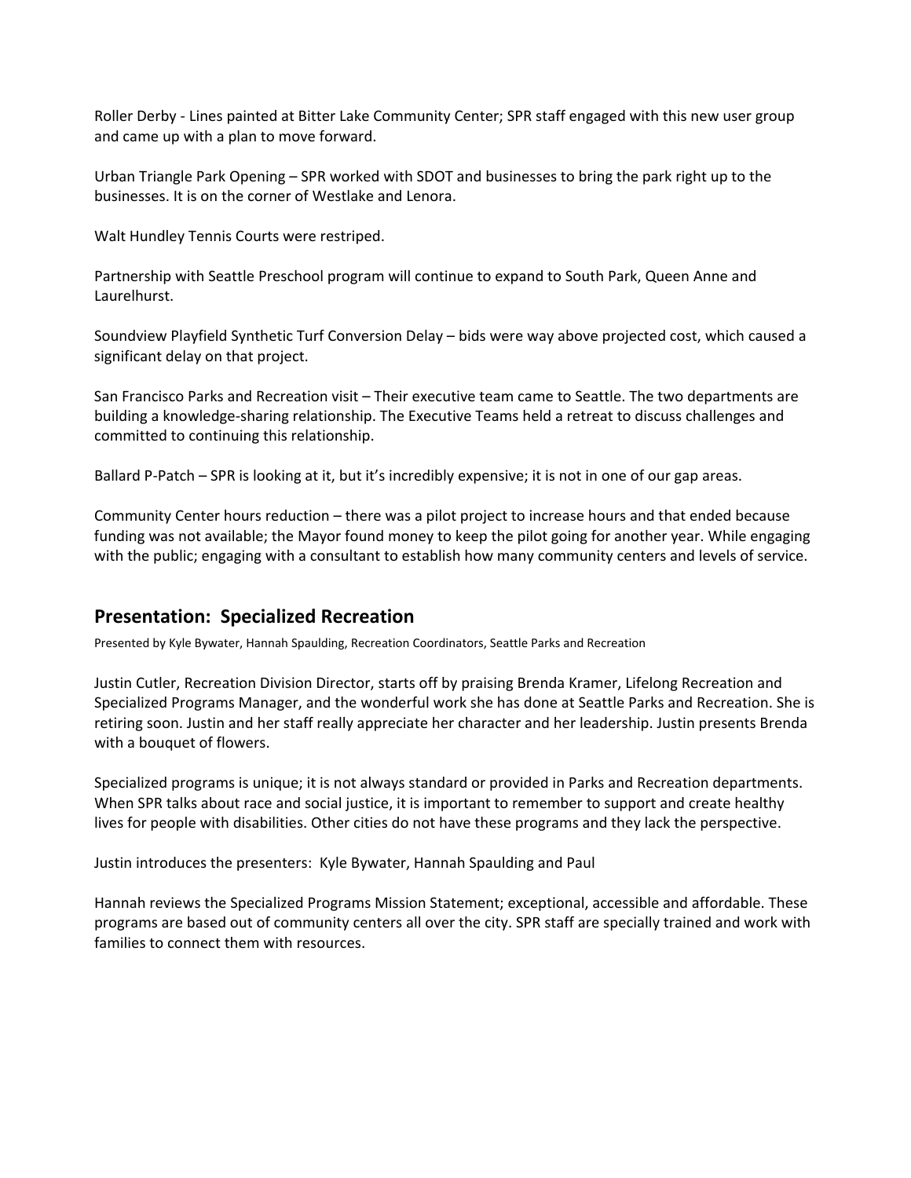Roller Derby - Lines painted at Bitter Lake Community Center; SPR staff engaged with this new user group and came up with a plan to move forward.

Urban Triangle Park Opening – SPR worked with SDOT and businesses to bring the park right up to the businesses. It is on the corner of Westlake and Lenora.

Walt Hundley Tennis Courts were restriped.

Partnership with Seattle Preschool program will continue to expand to South Park, Queen Anne and Laurelhurst.

Soundview Playfield Synthetic Turf Conversion Delay – bids were way above projected cost, which caused a significant delay on that project.

San Francisco Parks and Recreation visit – Their executive team came to Seattle. The two departments are building a knowledge-sharing relationship. The Executive Teams held a retreat to discuss challenges and committed to continuing this relationship.

Ballard P-Patch – SPR is looking at it, but it's incredibly expensive; it is not in one of our gap areas.

Community Center hours reduction – there was a pilot project to increase hours and that ended because funding was not available; the Mayor found money to keep the pilot going for another year. While engaging with the public; engaging with a consultant to establish how many community centers and levels of service.

## Presentation: Specialized Recreation

Presented by Kyle Bywater, Hannah Spaulding, Recreation Coordinators, Seattle Parks and Recreation

Justin Cutler, Recreation Division Director, starts off by praising Brenda Kramer, Lifelong Recreation and Specialized Programs Manager, and the wonderful work she has done at Seattle Parks and Recreation. She is retiring soon. Justin and her staff really appreciate her character and her leadership. Justin presents Brenda with a bouquet of flowers.

Specialized programs is unique; it is not always standard or provided in Parks and Recreation departments. When SPR talks about race and social justice, it is important to remember to support and create healthy lives for people with disabilities. Other cities do not have these programs and they lack the perspective.

Justin introduces the presenters: Kyle Bywater, Hannah Spaulding and Paul

Hannah reviews the Specialized Programs Mission Statement; exceptional, accessible and affordable. These programs are based out of community centers all over the city. SPR staff are specially trained and work with families to connect them with resources.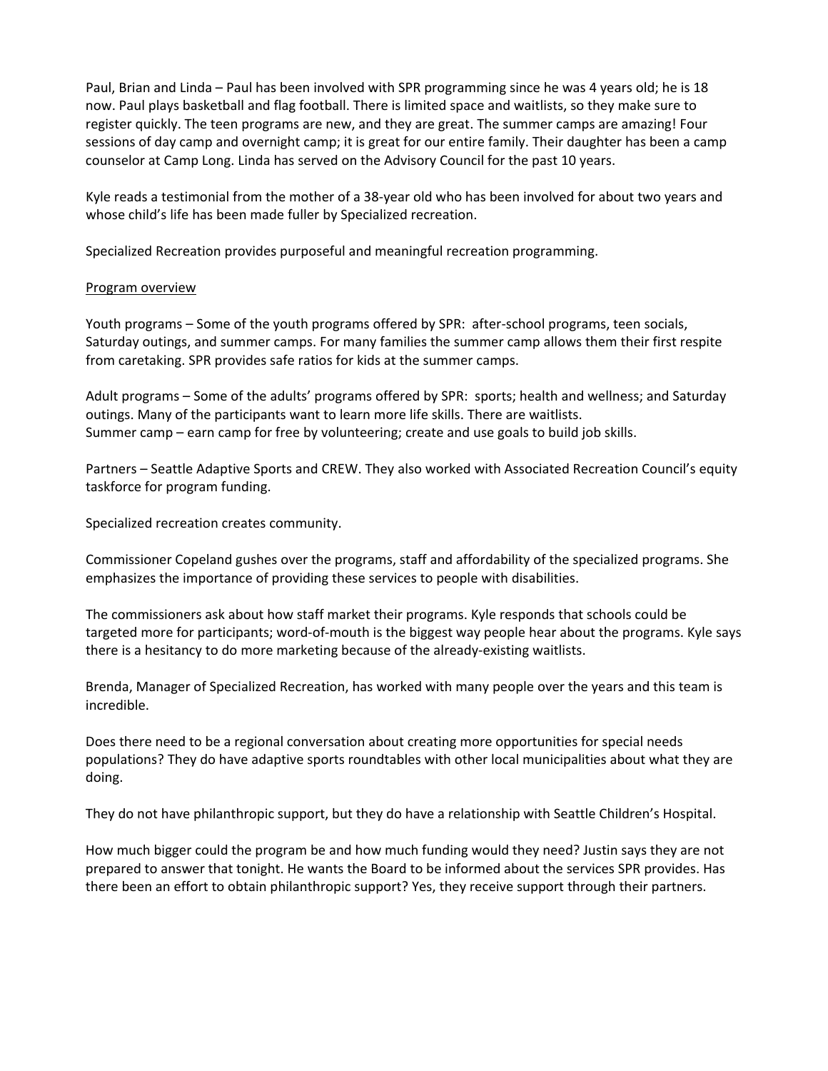Paul, Brian and Linda – Paul has been involved with SPR programming since he was 4 years old; he is 18 now. Paul plays basketball and flag football. There is limited space and waitlists, so they make sure to register quickly. The teen programs are new, and they are great. The summer camps are amazing! Four sessions of day camp and overnight camp; it is great for our entire family. Their daughter has been a camp counselor at Camp Long. Linda has served on the Advisory Council for the past 10 years.

Kyle reads a testimonial from the mother of a 38-year old who has been involved for about two years and whose child's life has been made fuller by Specialized recreation.

Specialized Recreation provides purposeful and meaningful recreation programming.

<u>Program overview</u>

Youth programs – Some of the youth programs offered by SPR: after-school programs, teen socials, Saturday outings, and summer camps. For many families the summer camp allows them their first respite from caretaking. SPR provides safe ratios for kids at the summer camps.

Adult programs – Some of the adults' programs offered by SPR: sports; health and wellness; and Saturday outings. Many of the participants want to learn more life skills. There are waitlists.
Summer camp – earn camp for free by volunteering; create and use goals to build job skills.

Partners – Seattle Adaptive Sports and CREW. They also worked with Associated Recreation Council's equity taskforce for program funding.

Specialized recreation creates community.

Commissioner Copeland gushes over the programs, staff and affordability of the specialized programs. She emphasizes the importance of providing these services to people with disabilities.

The commissioners ask about how staff market their programs. Kyle responds that schools could be targeted more for participants; word-of-mouth is the biggest way people hear about the programs. Kyle says there is a hesitancy to do more marketing because of the already-existing waitlists.

Brenda, Manager of Specialized Recreation, has worked with many people over the years and this team is incredible.

Does there need to be a regional conversation about creating more opportunities for special needs populations? They do have adaptive sports roundtables with other local municipalities about what they are doing.

They do not have philanthropic support, but they do have a relationship with Seattle Children's Hospital.

How much bigger could the program be and how much funding would they need? Justin says they are not prepared to answer that tonight. He wants the Board to be informed about the services SPR provides. Has there been an effort to obtain philanthropic support? Yes, they receive support through their partners.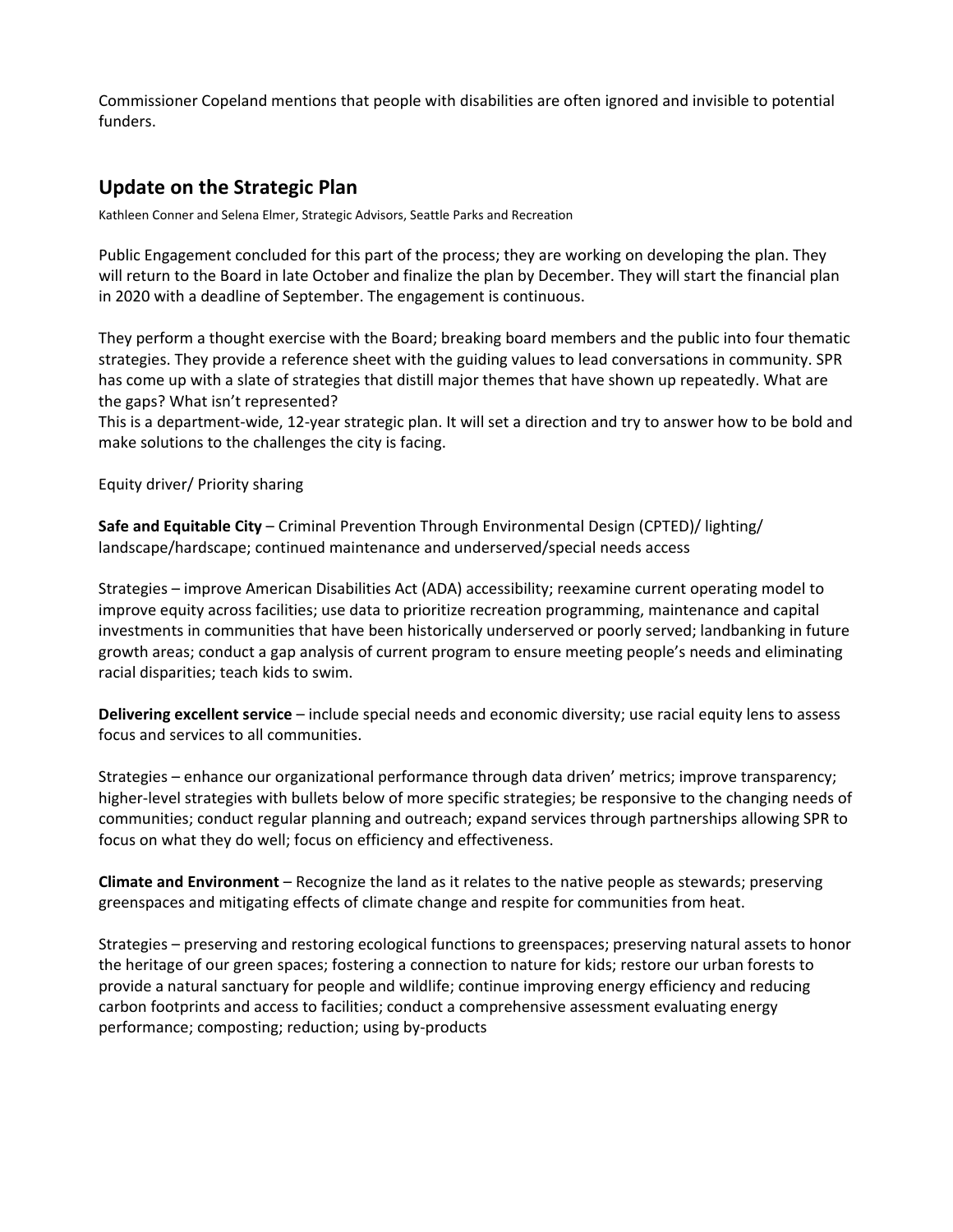Commissioner Copeland mentions that people with disabilities are often ignored and invisible to potential funders.

## Update on the Strategic Plan

Kathleen Conner and Selena Elmer, Strategic Advisors, Seattle Parks and Recreation

Public Engagement concluded for this part of the process; they are working on developing the plan. They will return to the Board in late October and finalize the plan by December. They will start the financial plan in 2020 with a deadline of September. The engagement is continuous.

They perform a thought exercise with the Board; breaking board members and the public into four thematic strategies. They provide a reference sheet with the guiding values to lead conversations in community. SPR has come up with a slate of strategies that distill major themes that have shown up repeatedly. What are the gaps? What isn't represented?
This is a department-wide, 12-year strategic plan. It will set a direction and try to answer how to be bold and make solutions to the challenges the city is facing.

Equity driver/ Priority sharing

**Safe and Equitable City** – Criminal Prevention Through Environmental Design (CPTED)/ lighting/ landscape/hardscape; continued maintenance and underserved/special needs access

Strategies – improve American Disabilities Act (ADA) accessibility; reexamine current operating model to improve equity across facilities; use data to prioritize recreation programming, maintenance and capital investments in communities that have been historically underserved or poorly served; landbanking in future growth areas; conduct a gap analysis of current program to ensure meeting people's needs and eliminating racial disparities; teach kids to swim.

**Delivering excellent service** – include special needs and economic diversity; use racial equity lens to assess focus and services to all communities.

Strategies – enhance our organizational performance through data driven' metrics; improve transparency; higher-level strategies with bullets below of more specific strategies; be responsive to the changing needs of communities; conduct regular planning and outreach; expand services through partnerships allowing SPR to focus on what they do well; focus on efficiency and effectiveness.

**Climate and Environment** – Recognize the land as it relates to the native people as stewards; preserving greenspaces and mitigating effects of climate change and respite for communities from heat.

Strategies – preserving and restoring ecological functions to greenspaces; preserving natural assets to honor the heritage of our green spaces; fostering a connection to nature for kids; restore our urban forests to provide a natural sanctuary for people and wildlife; continue improving energy efficiency and reducing carbon footprints and access to facilities; conduct a comprehensive assessment evaluating energy performance; composting; reduction; using by-products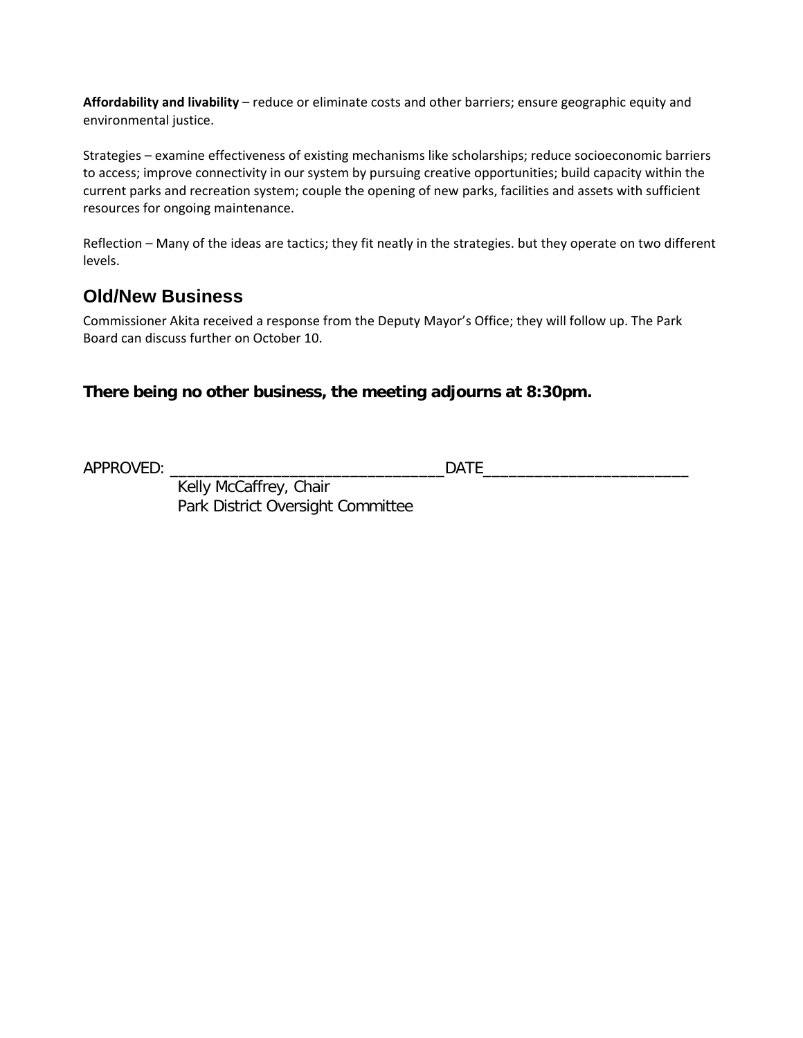**Affordability and livability** – reduce or eliminate costs and other barriers; ensure geographic equity and environmental justice.

Strategies – examine effectiveness of existing mechanisms like scholarships; reduce socioeconomic barriers to access; improve connectivity in our system by pursuing creative opportunities; build capacity within the current parks and recreation system; couple the opening of new parks, facilities and assets with sufficient resources for ongoing maintenance.

Reflection – Many of the ideas are tactics; they fit neatly in the strategies. but they operate on two different levels.

## Old/New Business

Commissioner Akita received a response from the Deputy Mayor's Office; they will follow up. The Park Board can discuss further on October 10.

### There being no other business, the meeting adjourns at 8:30pm.

APPROVED: ________________________________DATE________________________

Kelly McCaffrey, Chair
Park District Oversight Committee